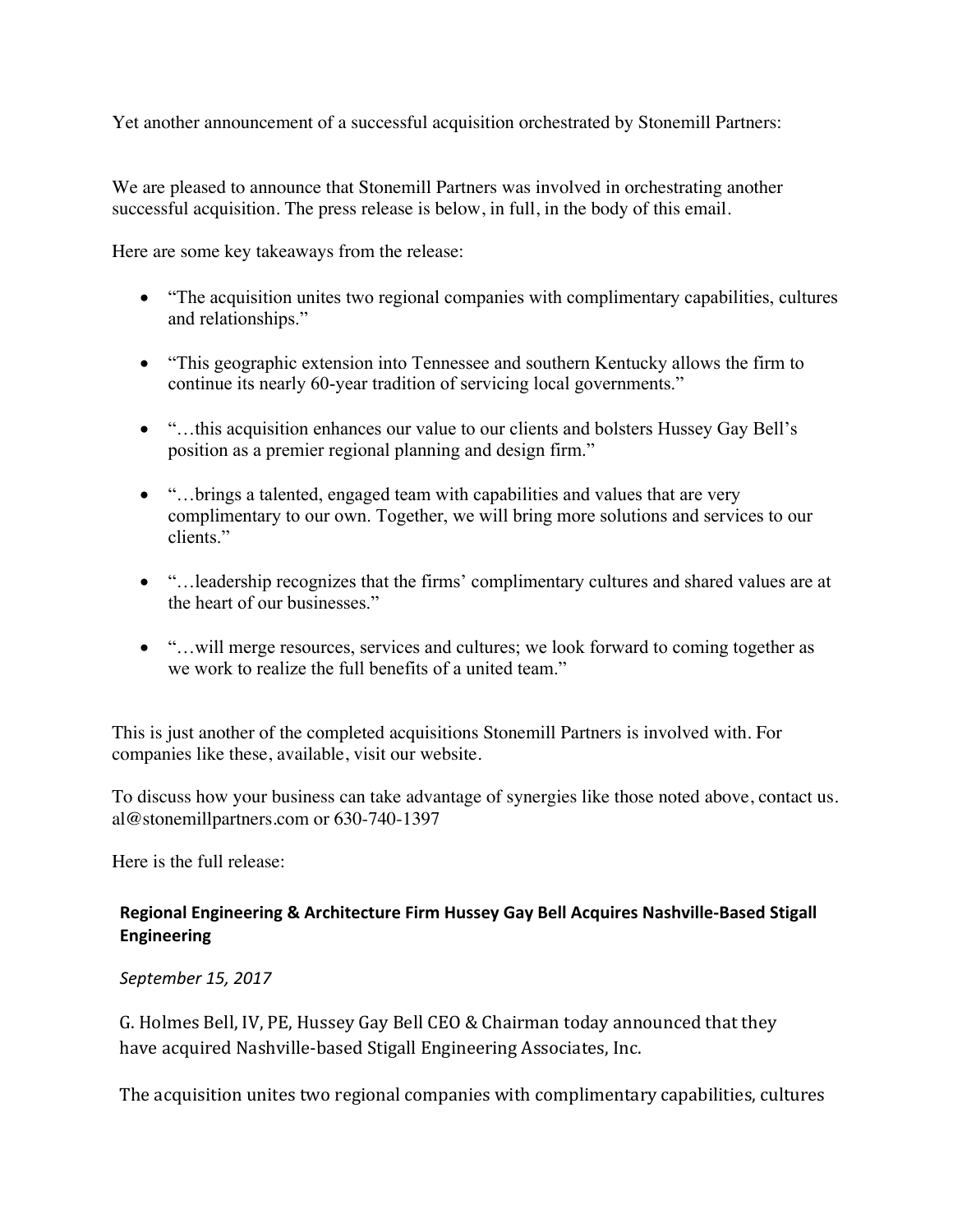Yet another announcement of a successful acquisition orchestrated by Stonemill Partners:

We are pleased to announce that Stonemill Partners was involved in orchestrating another successful acquisition. The press release is below, in full, in the body of this email.

Here are some key takeaways from the release:

- "The acquisition unites two regional companies with complimentary capabilities, cultures and relationships."
- "This geographic extension into Tennessee and southern Kentucky allows the firm to continue its nearly 60-year tradition of servicing local governments."
- "…this acquisition enhances our value to our clients and bolsters Hussey Gay Bell's position as a premier regional planning and design firm."
- "…brings a talented, engaged team with capabilities and values that are very complimentary to our own. Together, we will bring more solutions and services to our clients."
- "…leadership recognizes that the firms' complimentary cultures and shared values are at the heart of our businesses."
- "…will merge resources, services and cultures; we look forward to coming together as we work to realize the full benefits of a united team."

This is just another of the completed acquisitions Stonemill Partners is involved with. For companies like these, available, visit our website.

To discuss how your business can take advantage of synergies like those noted above, contact us. al@stonemillpartners.com or 630-740-1397

Here is the full release:

**Regional Engineering & Architecture Firm Hussey Gay Bell Acquires Nashville-Based Stigall Engineering**

*September 15, 2017*

G. Holmes Bell, IV, PE, Hussey Gay Bell CEO & Chairman today announced that they have acquired Nashville-based Stigall Engineering Associates, Inc.

The acquisition unites two regional companies with complimentary capabilities, cultures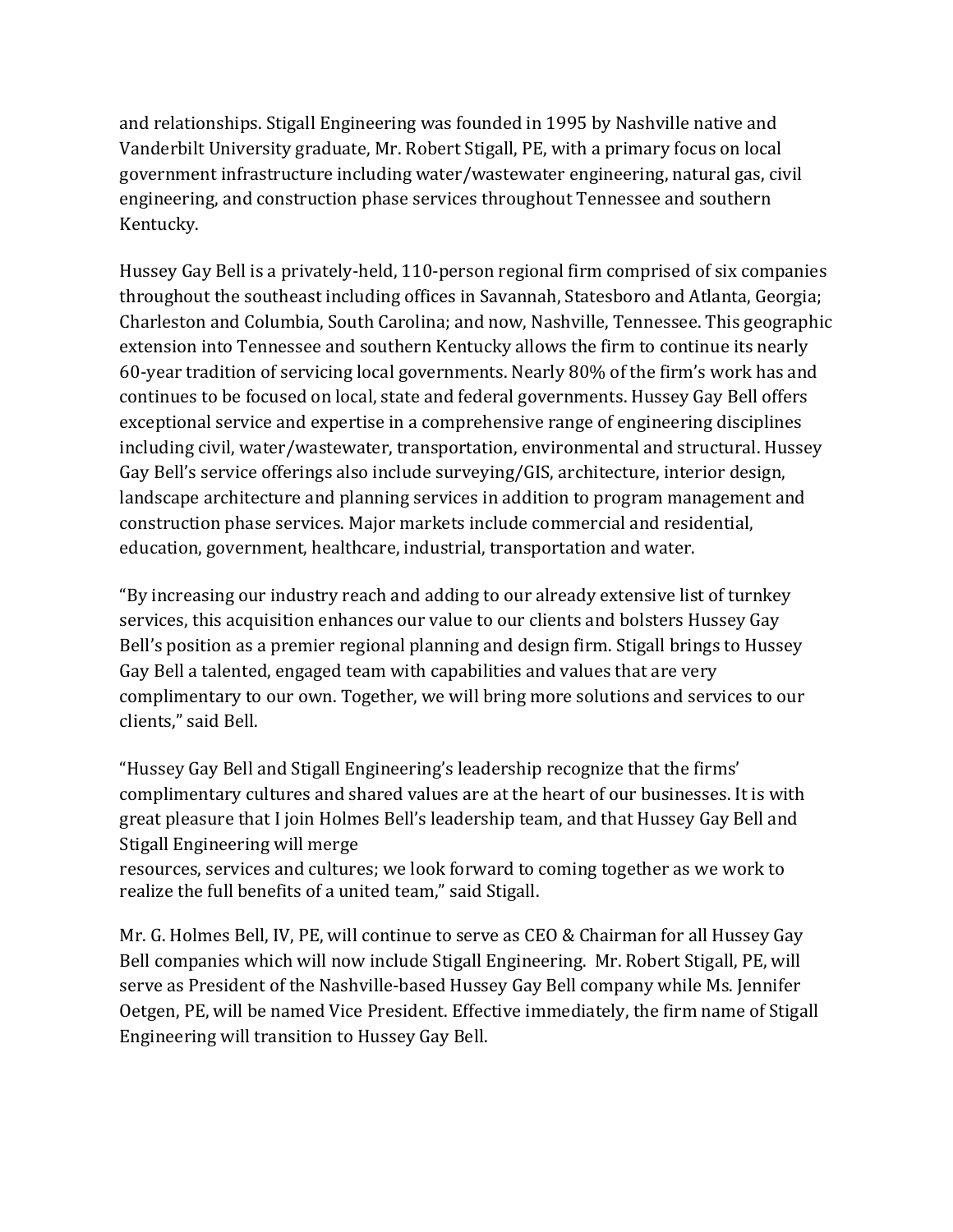and relationships. Stigall Engineering was founded in 1995 by Nashville native and Vanderbilt University graduate, Mr. Robert Stigall, PE, with a primary focus on local government infrastructure including water/wastewater engineering, natural gas, civil engineering, and construction phase services throughout Tennessee and southern Kentucky.

Hussey Gay Bell is a privately-held, 110-person regional firm comprised of six companies throughout the southeast including offices in Savannah, Statesboro and Atlanta, Georgia; Charleston and Columbia, South Carolina; and now, Nashville, Tennessee. This geographic extension into Tennessee and southern Kentucky allows the firm to continue its nearly 60-year tradition of servicing local governments. Nearly 80% of the firm's work has and continues to be focused on local, state and federal governments. Hussey Gay Bell offers exceptional service and expertise in a comprehensive range of engineering disciplines including civil, water/wastewater, transportation, environmental and structural. Hussey Gay Bell's service offerings also include surveying/GIS, architecture, interior design, landscape architecture and planning services in addition to program management and construction phase services. Major markets include commercial and residential, education, government, healthcare, industrial, transportation and water.

"By increasing our industry reach and adding to our already extensive list of turnkey services, this acquisition enhances our value to our clients and bolsters Hussey Gay Bell's position as a premier regional planning and design firm. Stigall brings to Hussey Gay Bell a talented, engaged team with capabilities and values that are very complimentary to our own. Together, we will bring more solutions and services to our clients," said Bell.

"Hussey Gay Bell and Stigall Engineering's leadership recognize that the firms' complimentary cultures and shared values are at the heart of our businesses. It is with great pleasure that I join Holmes Bell's leadership team, and that Hussey Gay Bell and Stigall Engineering will merge resources, services and cultures; we look forward to coming together as we work to realize the full benefits of a united team," said Stigall.

Mr. G. Holmes Bell, IV, PE, will continue to serve as CEO & Chairman for all Hussey Gay Bell companies which will now include Stigall Engineering. Mr. Robert Stigall, PE, will serve as President of the Nashville-based Hussey Gay Bell company while Ms. Jennifer Oetgen, PE, will be named Vice President. Effective immediately, the firm name of Stigall Engineering will transition to Hussey Gay Bell.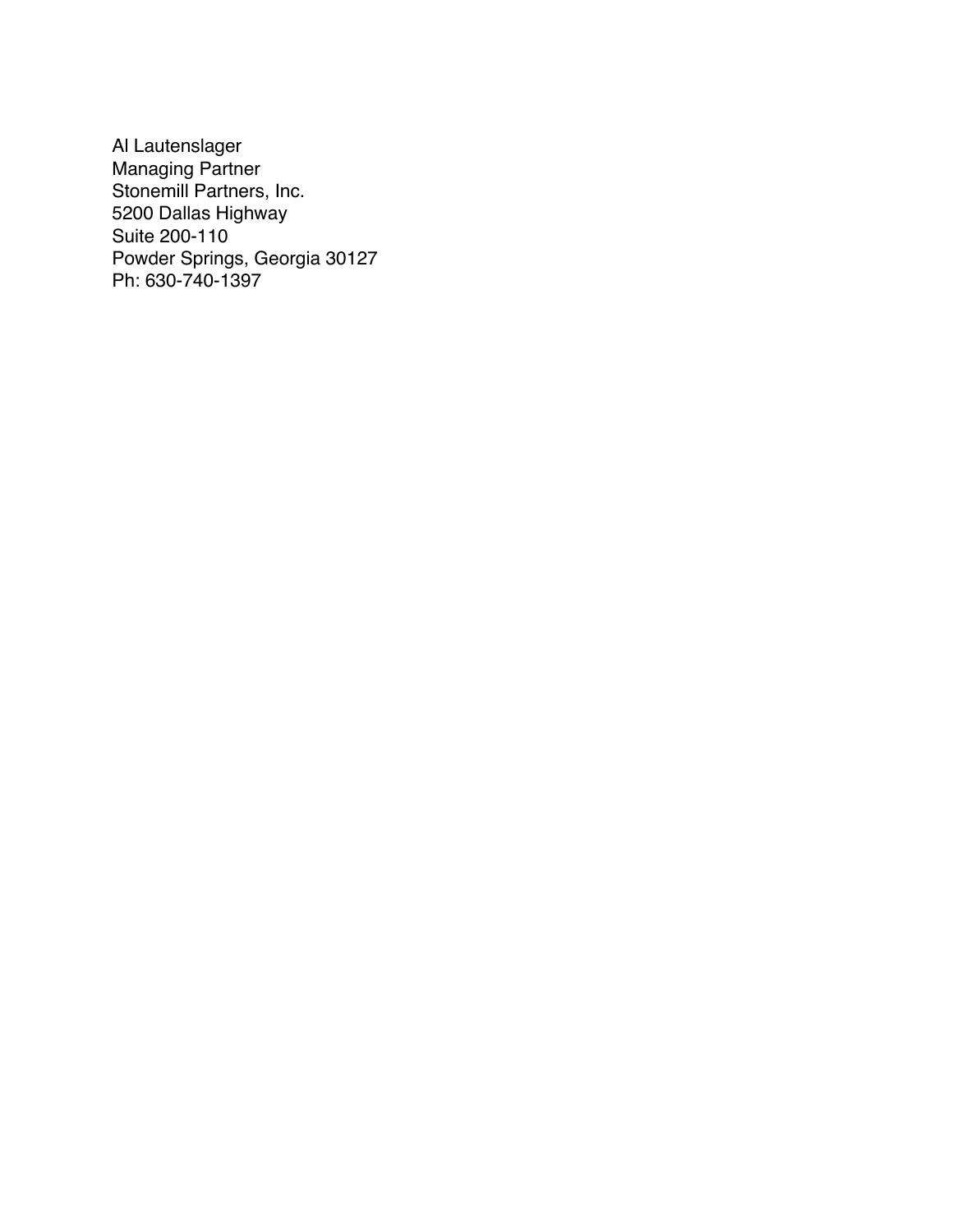Al Lautenslager
Managing Partner
Stonemill Partners, Inc.
5200 Dallas Highway
Suite 200-110
Powder Springs, Georgia 30127
Ph: 630-740-1397